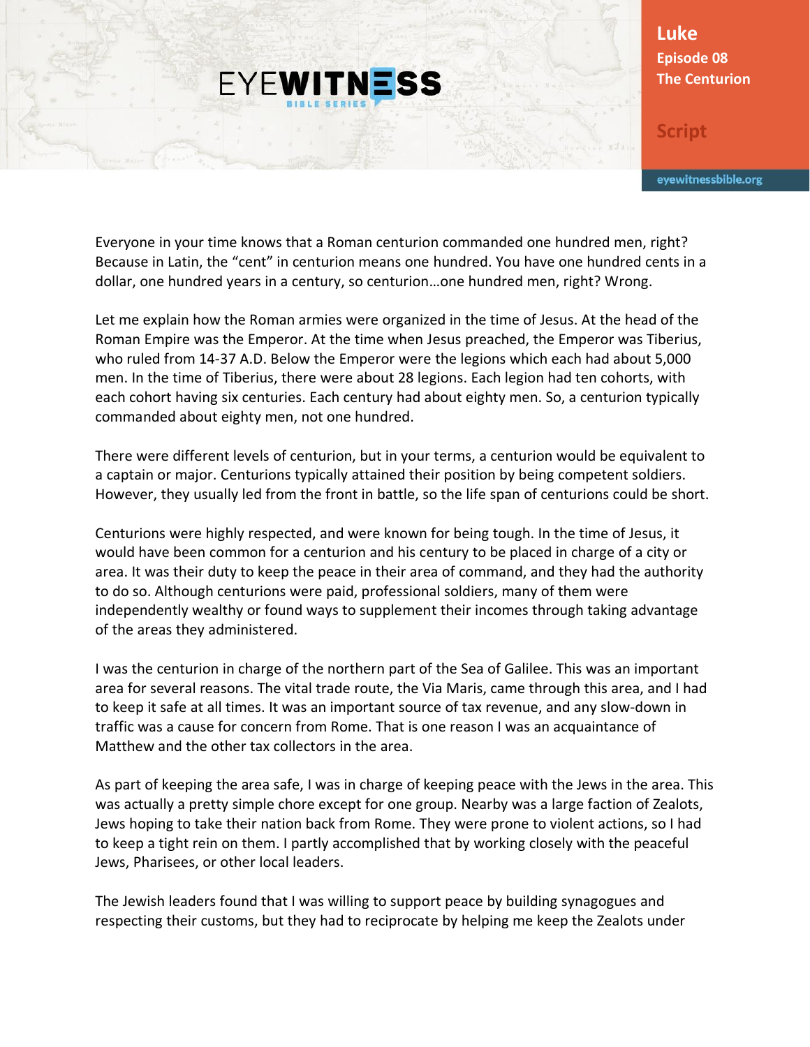# Luke
## Episode 08
## The Centurion

Script

Everyone in your time knows that a Roman centurion commanded one hundred men, right? Because in Latin, the "cent" in centurion means one hundred. You have one hundred cents in a dollar, one hundred years in a century, so centurion…one hundred men, right? Wrong.

Let me explain how the Roman armies were organized in the time of Jesus. At the head of the Roman Empire was the Emperor. At the time when Jesus preached, the Emperor was Tiberius, who ruled from 14-37 A.D. Below the Emperor were the legions which each had about 5,000 men. In the time of Tiberius, there were about 28 legions. Each legion had ten cohorts, with each cohort having six centuries. Each century had about eighty men. So, a centurion typically commanded about eighty men, not one hundred.

There were different levels of centurion, but in your terms, a centurion would be equivalent to a captain or major. Centurions typically attained their position by being competent soldiers. However, they usually led from the front in battle, so the life span of centurions could be short.

Centurions were highly respected, and were known for being tough. In the time of Jesus, it would have been common for a centurion and his century to be placed in charge of a city or area. It was their duty to keep the peace in their area of command, and they had the authority to do so. Although centurions were paid, professional soldiers, many of them were independently wealthy or found ways to supplement their incomes through taking advantage of the areas they administered.

I was the centurion in charge of the northern part of the Sea of Galilee. This was an important area for several reasons. The vital trade route, the Via Maris, came through this area, and I had to keep it safe at all times. It was an important source of tax revenue, and any slow-down in traffic was a cause for concern from Rome. That is one reason I was an acquaintance of Matthew and the other tax collectors in the area.

As part of keeping the area safe, I was in charge of keeping peace with the Jews in the area. This was actually a pretty simple chore except for one group. Nearby was a large faction of Zealots, Jews hoping to take their nation back from Rome. They were prone to violent actions, so I had to keep a tight rein on them. I partly accomplished that by working closely with the peaceful Jews, Pharisees, or other local leaders.

The Jewish leaders found that I was willing to support peace by building synagogues and respecting their customs, but they had to reciprocate by helping me keep the Zealots under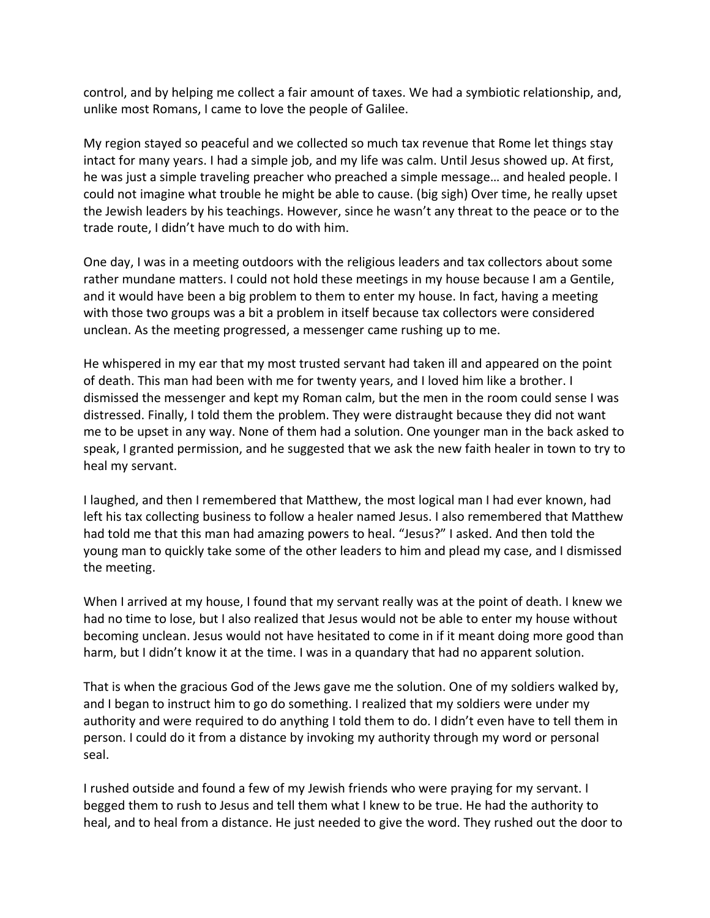control, and by helping me collect a fair amount of taxes. We had a symbiotic relationship, and, unlike most Romans, I came to love the people of Galilee.

My region stayed so peaceful and we collected so much tax revenue that Rome let things stay intact for many years. I had a simple job, and my life was calm. Until Jesus showed up. At first, he was just a simple traveling preacher who preached a simple message… and healed people. I could not imagine what trouble he might be able to cause. (big sigh) Over time, he really upset the Jewish leaders by his teachings. However, since he wasn't any threat to the peace or to the trade route, I didn't have much to do with him.

One day, I was in a meeting outdoors with the religious leaders and tax collectors about some rather mundane matters. I could not hold these meetings in my house because I am a Gentile, and it would have been a big problem to them to enter my house. In fact, having a meeting with those two groups was a bit a problem in itself because tax collectors were considered unclean. As the meeting progressed, a messenger came rushing up to me.

He whispered in my ear that my most trusted servant had taken ill and appeared on the point of death. This man had been with me for twenty years, and I loved him like a brother. I dismissed the messenger and kept my Roman calm, but the men in the room could sense I was distressed. Finally, I told them the problem. They were distraught because they did not want me to be upset in any way. None of them had a solution. One younger man in the back asked to speak, I granted permission, and he suggested that we ask the new faith healer in town to try to heal my servant.

I laughed, and then I remembered that Matthew, the most logical man I had ever known, had left his tax collecting business to follow a healer named Jesus. I also remembered that Matthew had told me that this man had amazing powers to heal. "Jesus?" I asked. And then told the young man to quickly take some of the other leaders to him and plead my case, and I dismissed the meeting.

When I arrived at my house, I found that my servant really was at the point of death. I knew we had no time to lose, but I also realized that Jesus would not be able to enter my house without becoming unclean. Jesus would not have hesitated to come in if it meant doing more good than harm, but I didn't know it at the time. I was in a quandary that had no apparent solution.

That is when the gracious God of the Jews gave me the solution. One of my soldiers walked by, and I began to instruct him to go do something. I realized that my soldiers were under my authority and were required to do anything I told them to do. I didn't even have to tell them in person. I could do it from a distance by invoking my authority through my word or personal seal.

I rushed outside and found a few of my Jewish friends who were praying for my servant. I begged them to rush to Jesus and tell them what I knew to be true. He had the authority to heal, and to heal from a distance. He just needed to give the word. They rushed out the door to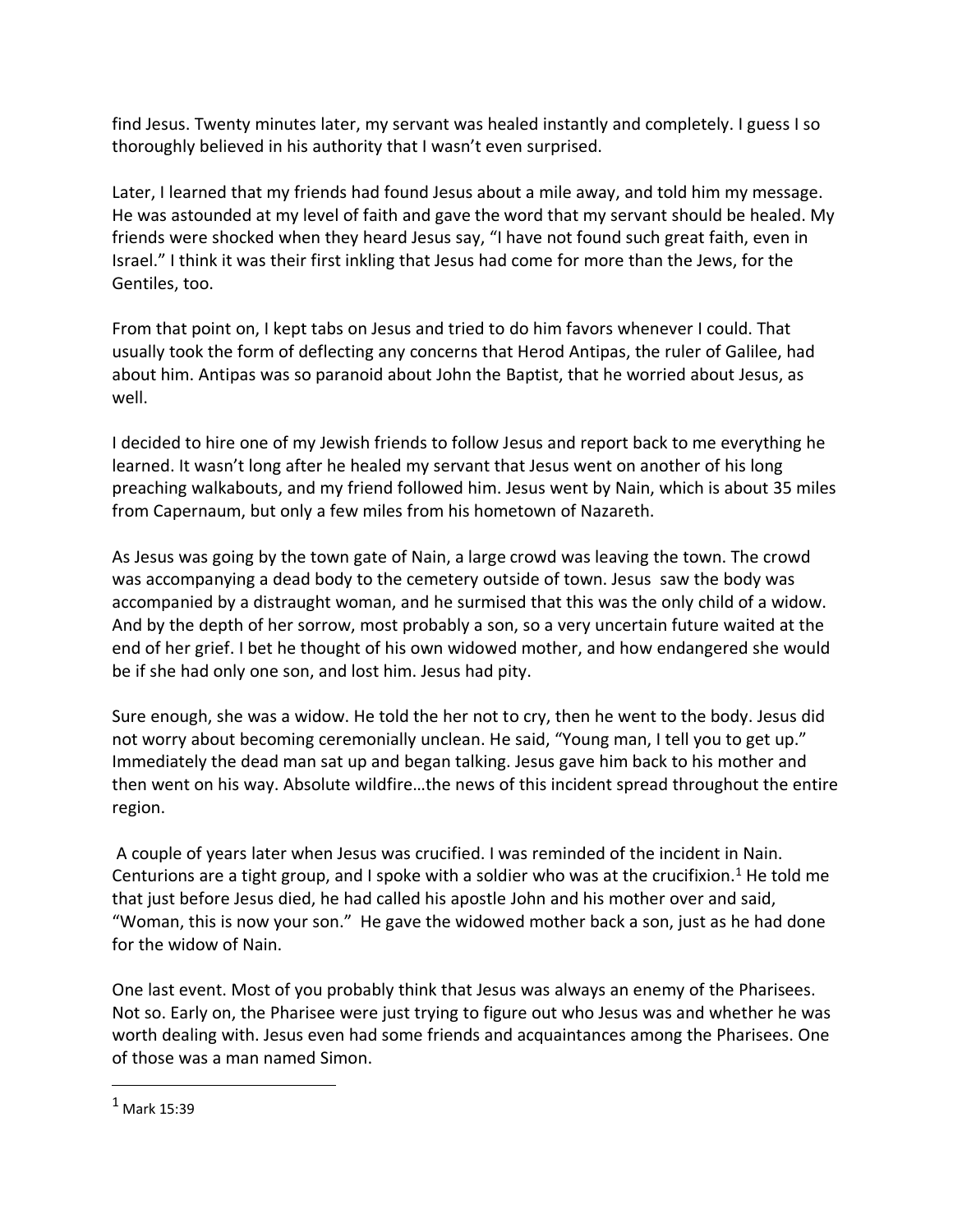find Jesus. Twenty minutes later, my servant was healed instantly and completely. I guess I so thoroughly believed in his authority that I wasn't even surprised.

Later, I learned that my friends had found Jesus about a mile away, and told him my message. He was astounded at my level of faith and gave the word that my servant should be healed. My friends were shocked when they heard Jesus say, "I have not found such great faith, even in Israel." I think it was their first inkling that Jesus had come for more than the Jews, for the Gentiles, too.

From that point on, I kept tabs on Jesus and tried to do him favors whenever I could. That usually took the form of deflecting any concerns that Herod Antipas, the ruler of Galilee, had about him. Antipas was so paranoid about John the Baptist, that he worried about Jesus, as well.

I decided to hire one of my Jewish friends to follow Jesus and report back to me everything he learned. It wasn't long after he healed my servant that Jesus went on another of his long preaching walkabouts, and my friend followed him. Jesus went by Nain, which is about 35 miles from Capernaum, but only a few miles from his hometown of Nazareth.

As Jesus was going by the town gate of Nain, a large crowd was leaving the town. The crowd was accompanying a dead body to the cemetery outside of town. Jesus saw the body was accompanied by a distraught woman, and he surmised that this was the only child of a widow. And by the depth of her sorrow, most probably a son, so a very uncertain future waited at the end of her grief. I bet he thought of his own widowed mother, and how endangered she would be if she had only one son, and lost him. Jesus had pity.

Sure enough, she was a widow. He told the her not to cry, then he went to the body. Jesus did not worry about becoming ceremonially unclean. He said, "Young man, I tell you to get up." Immediately the dead man sat up and began talking. Jesus gave him back to his mother and then went on his way. Absolute wildfire…the news of this incident spread throughout the entire region.

A couple of years later when Jesus was crucified. I was reminded of the incident in Nain. Centurions are a tight group, and I spoke with a soldier who was at the crucifixion.[1] He told me that just before Jesus died, he had called his apostle John and his mother over and said, "Woman, this is now your son." He gave the widowed mother back a son, just as he had done for the widow of Nain.

One last event. Most of you probably think that Jesus was always an enemy of the Pharisees. Not so. Early on, the Pharisee were just trying to figure out who Jesus was and whether he was worth dealing with. Jesus even had some friends and acquaintances among the Pharisees. One of those was a man named Simon.

---

[1] Mark 15:39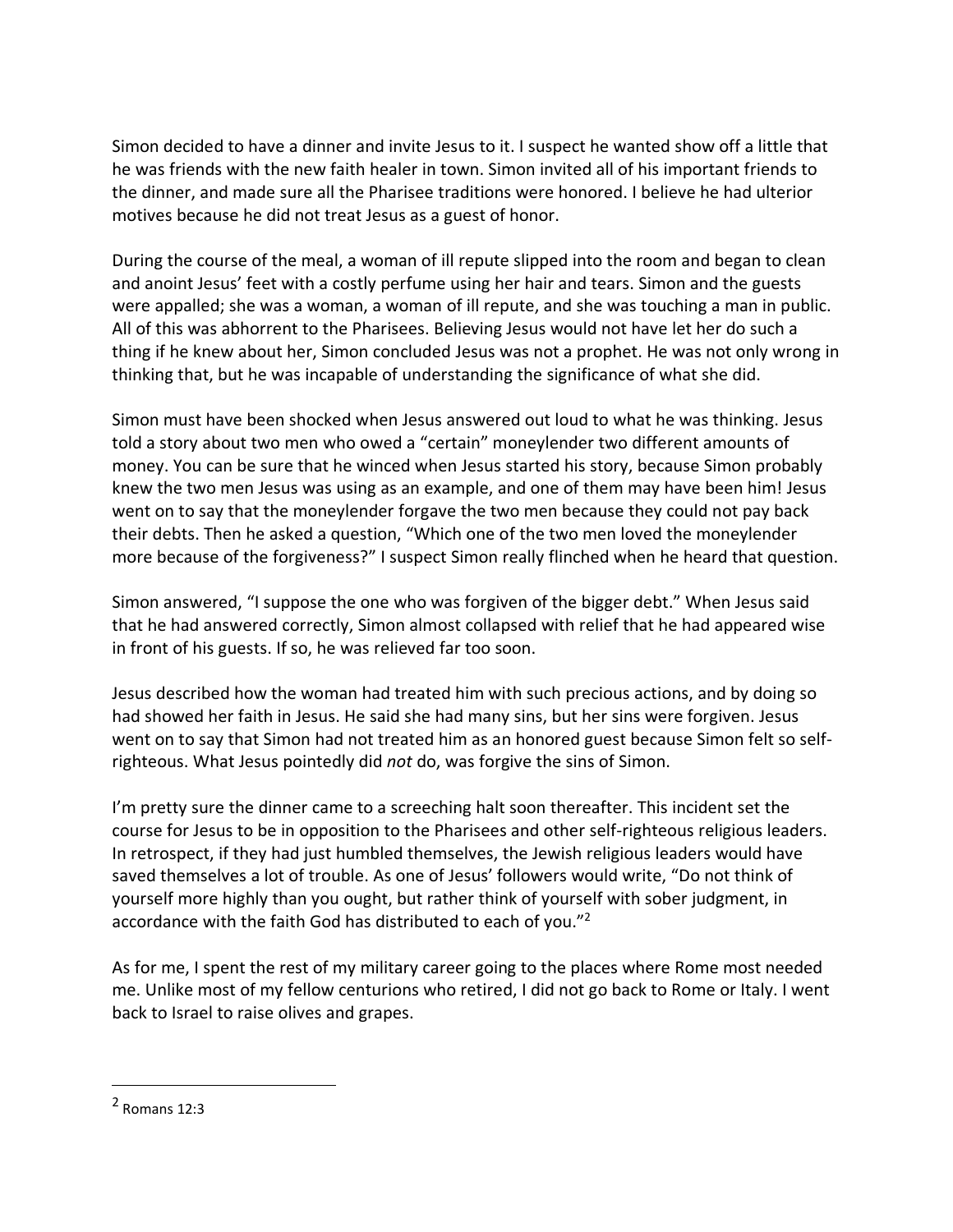Simon decided to have a dinner and invite Jesus to it. I suspect he wanted show off a little that he was friends with the new faith healer in town. Simon invited all of his important friends to the dinner, and made sure all the Pharisee traditions were honored. I believe he had ulterior motives because he did not treat Jesus as a guest of honor.

During the course of the meal, a woman of ill repute slipped into the room and began to clean and anoint Jesus' feet with a costly perfume using her hair and tears. Simon and the guests were appalled; she was a woman, a woman of ill repute, and she was touching a man in public. All of this was abhorrent to the Pharisees. Believing Jesus would not have let her do such a thing if he knew about her, Simon concluded Jesus was not a prophet. He was not only wrong in thinking that, but he was incapable of understanding the significance of what she did.

Simon must have been shocked when Jesus answered out loud to what he was thinking. Jesus told a story about two men who owed a "certain" moneylender two different amounts of money. You can be sure that he winced when Jesus started his story, because Simon probably knew the two men Jesus was using as an example, and one of them may have been him! Jesus went on to say that the moneylender forgave the two men because they could not pay back their debts. Then he asked a question, "Which one of the two men loved the moneylender more because of the forgiveness?" I suspect Simon really flinched when he heard that question.

Simon answered, "I suppose the one who was forgiven of the bigger debt." When Jesus said that he had answered correctly, Simon almost collapsed with relief that he had appeared wise in front of his guests. If so, he was relieved far too soon.

Jesus described how the woman had treated him with such precious actions, and by doing so had showed her faith in Jesus. He said she had many sins, but her sins were forgiven. Jesus went on to say that Simon had not treated him as an honored guest because Simon felt so self-righteous. What Jesus pointedly did *not* do, was forgive the sins of Simon.

I'm pretty sure the dinner came to a screeching halt soon thereafter. This incident set the course for Jesus to be in opposition to the Pharisees and other self-righteous religious leaders. In retrospect, if they had just humbled themselves, the Jewish religious leaders would have saved themselves a lot of trouble. As one of Jesus' followers would write, "Do not think of yourself more highly than you ought, but rather think of yourself with sober judgment, in accordance with the faith God has distributed to each of you."[2]

As for me, I spent the rest of my military career going to the places where Rome most needed me. Unlike most of my fellow centurions who retired, I did not go back to Rome or Italy. I went back to Israel to raise olives and grapes.

---

[2] Romans 12:3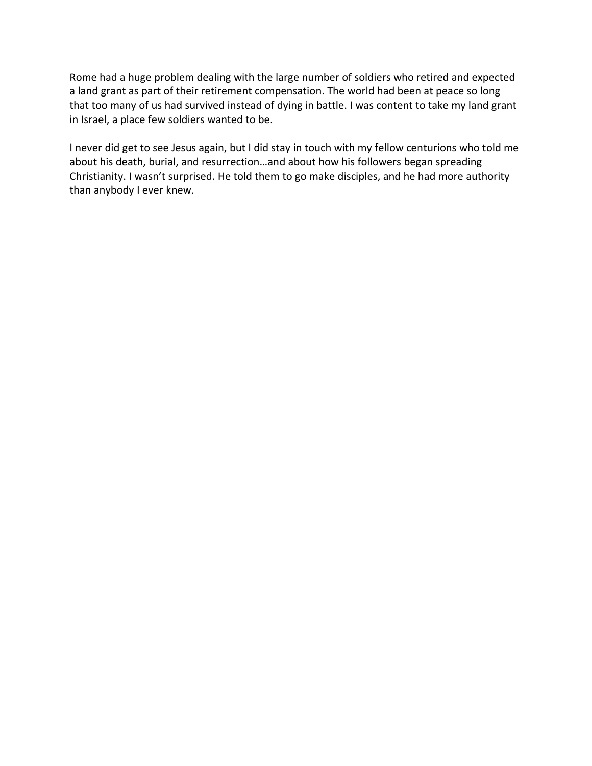Rome had a huge problem dealing with the large number of soldiers who retired and expected a land grant as part of their retirement compensation. The world had been at peace so long that too many of us had survived instead of dying in battle. I was content to take my land grant in Israel, a place few soldiers wanted to be.

I never did get to see Jesus again, but I did stay in touch with my fellow centurions who told me about his death, burial, and resurrection…and about how his followers began spreading Christianity. I wasn't surprised. He told them to go make disciples, and he had more authority than anybody I ever knew.